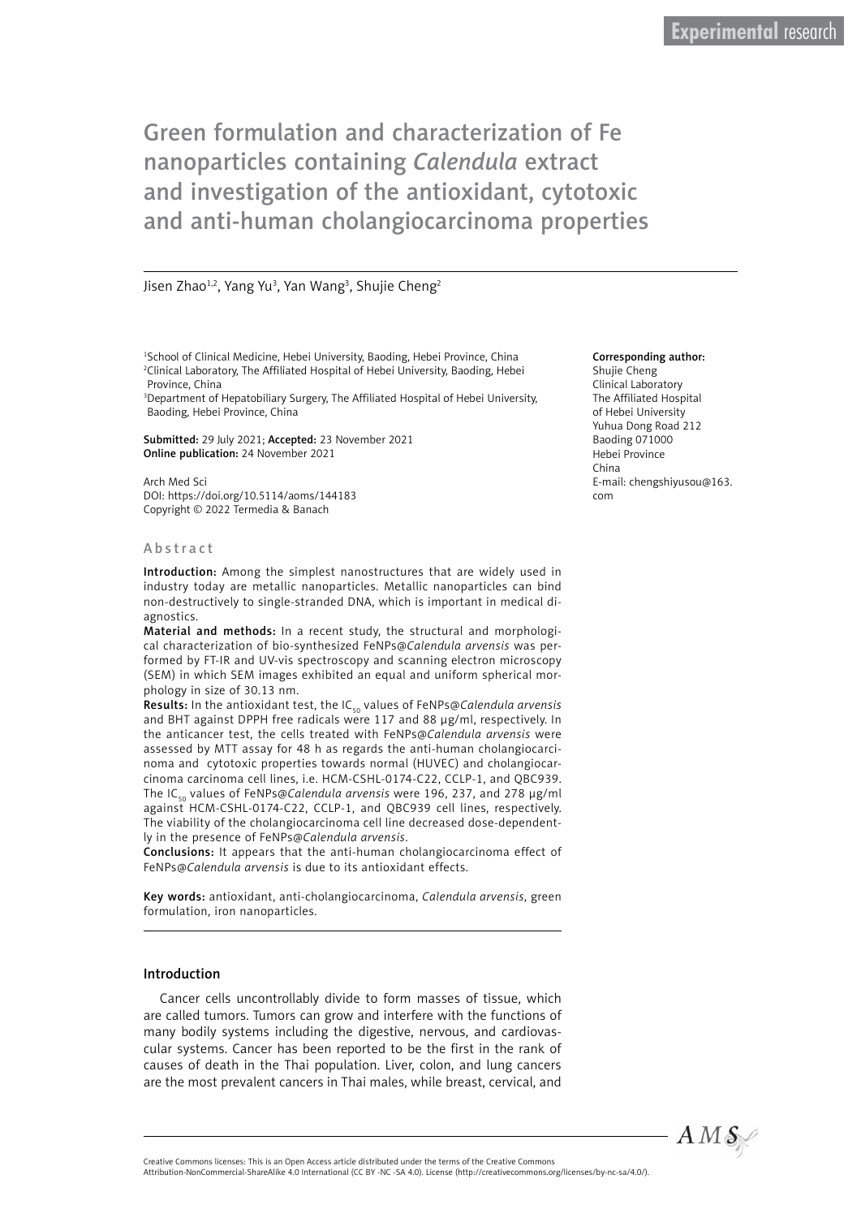Experimental research

# Green formulation and characterization of Fe nanoparticles containing *Calendula* extract and investigation of the antioxidant, cytotoxic and anti-human cholangiocarcinoma properties

Jisen Zhao[1,2], Yang Yu[3], Yan Wang[3], Shujie Cheng[2]

[1]School of Clinical Medicine, Hebei University, Baoding, Hebei Province, China
[2]Clinical Laboratory, The Affiliated Hospital of Hebei University, Baoding, Hebei Province, China
[3]Department of Hepatobiliary Surgery, The Affiliated Hospital of Hebei University, Baoding, Hebei Province, China

**Submitted:** 29 July 2021; **Accepted:** 23 November 2021
**Online publication:** 24 November 2021

Arch Med Sci
DOI: https://doi.org/10.5114/aoms/144183
Copyright © 2022 Termedia & Banach

**Corresponding author:**
Shujie Cheng
Clinical Laboratory
The Affiliated Hospital of Hebei University
Yuhua Dong Road 212
Baoding 071000
Hebei Province
China
E-mail: chengshiyusou@163.com

## Abstract

**Introduction:** Among the simplest nanostructures that are widely used in industry today are metallic nanoparticles. Metallic nanoparticles can bind non-destructively to single-stranded DNA, which is important in medical diagnostics.

**Material and methods:** In a recent study, the structural and morphological characterization of bio-synthesized FeNPs@*Calendula arvensis* was performed by FT-IR and UV-vis spectroscopy and scanning electron microscopy (SEM) in which SEM images exhibited an equal and uniform spherical morphology in size of 30.13 nm.

**Results:** In the antioxidant test, the $IC_{50}$ values of FeNPs@*Calendula arvensis* and BHT against DPPH free radicals were 117 and 88 µg/ml, respectively. In the anticancer test, the cells treated with FeNPs@*Calendula arvensis* were assessed by MTT assay for 48 h as regards the anti-human cholangiocarcinoma and cytotoxic properties towards normal (HUVEC) and cholangiocarcinoma carcinoma cell lines, i.e. HCM-CSHL-0174-C22, CCLP-1, and QBC939. The $IC_{50}$ values of FeNPs@*Calendula arvensis* were 196, 237, and 278 µg/ml against HCM-CSHL-0174-C22, CCLP-1, and QBC939 cell lines, respectively. The viability of the cholangiocarcinoma cell line decreased dose-dependently in the presence of FeNPs@*Calendula arvensis*.

**Conclusions:** It appears that the anti-human cholangiocarcinoma effect of FeNPs@*Calendula arvensis* is due to its antioxidant effects.

**Key words:** antioxidant, anti-cholangiocarcinoma, *Calendula arvensis*, green formulation, iron nanoparticles.

## Introduction

Cancer cells uncontrollably divide to form masses of tissue, which are called tumors. Tumors can grow and interfere with the functions of many bodily systems including the digestive, nervous, and cardiovascular systems. Cancer has been reported to be the first in the rank of causes of death in the Thai population. Liver, colon, and lung cancers are the most prevalent cancers in Thai males, while breast, cervical, and

Creative Commons licenses: This is an Open Access article distributed under the terms of the Creative Commons Attribution-NonCommercial-ShareAlike 4.0 International (CC BY -NC -SA 4.0). License (http://creativecommons.org/licenses/by-nc-sa/4.0/).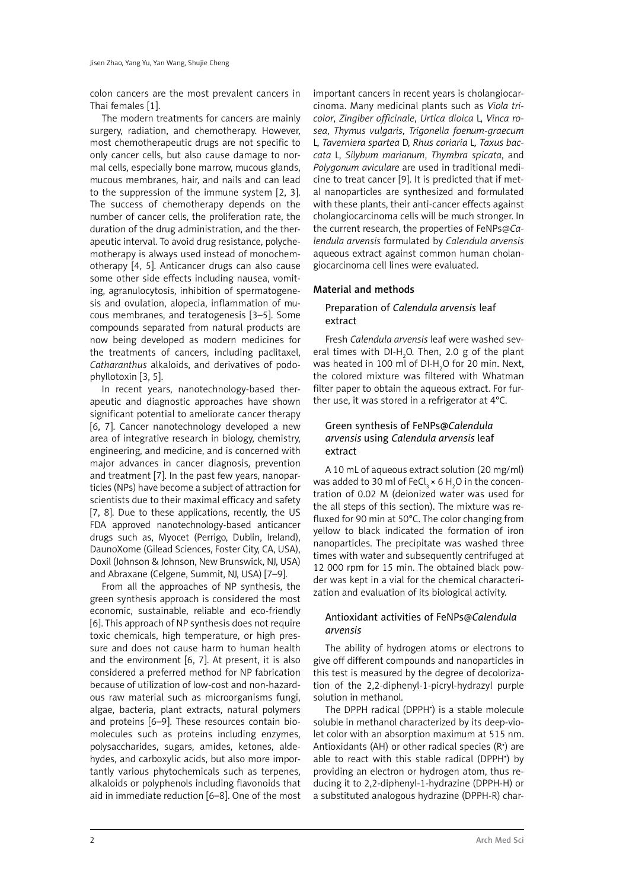colon cancers are the most prevalent cancers in Thai females [1].

The modern treatments for cancers are mainly surgery, radiation, and chemotherapy. However, most chemotherapeutic drugs are not specific to only cancer cells, but also cause damage to normal cells, especially bone marrow, mucous glands, mucous membranes, hair, and nails and can lead to the suppression of the immune system [2, 3]. The success of chemotherapy depends on the number of cancer cells, the proliferation rate, the duration of the drug administration, and the therapeutic interval. To avoid drug resistance, polychemotherapy is always used instead of monochemotherapy [4, 5]. Anticancer drugs can also cause some other side effects including nausea, vomiting, agranulocytosis, inhibition of spermatogenesis and ovulation, alopecia, inflammation of mucous membranes, and teratogenesis [3–5]. Some compounds separated from natural products are now being developed as modern medicines for the treatments of cancers, including paclitaxel, *Catharanthus* alkaloids, and derivatives of podophyllotoxin [3, 5].

In recent years, nanotechnology-based therapeutic and diagnostic approaches have shown significant potential to ameliorate cancer therapy [6, 7]. Cancer nanotechnology developed a new area of integrative research in biology, chemistry, engineering, and medicine, and is concerned with major advances in cancer diagnosis, prevention and treatment [7]. In the past few years, nanoparticles (NPs) have become a subject of attraction for scientists due to their maximal efficacy and safety [7, 8]. Due to these applications, recently, the US FDA approved nanotechnology-based anticancer drugs such as, Myocet (Perrigo, Dublin, Ireland), DaunoXome (Gilead Sciences, Foster City, CA, USA), Doxil (Johnson & Johnson, New Brunswick, NJ, USA) and Abraxane (Celgene, Summit, NJ, USA) [7–9].

From all the approaches of NP synthesis, the green synthesis approach is considered the most economic, sustainable, reliable and eco-friendly [6]. This approach of NP synthesis does not require toxic chemicals, high temperature, or high pressure and does not cause harm to human health and the environment [6, 7]. At present, it is also considered a preferred method for NP fabrication because of utilization of low-cost and non-hazardous raw material such as microorganisms fungi, algae, bacteria, plant extracts, natural polymers and proteins [6–9]. These resources contain biomolecules such as proteins including enzymes, polysaccharides, sugars, amides, ketones, aldehydes, and carboxylic acids, but also more importantly various phytochemicals such as terpenes, alkaloids or polyphenols including flavonoids that aid in immediate reduction [6–8]. One of the most important cancers in recent years is cholangiocarcinoma. Many medicinal plants such as *Viola tricolor*, *Zingiber officinale*, *Urtica dioica* L, *Vinca rosea*, *Thymus vulgaris*, *Trigonella foenum-graecum* L, *Taverniera spartea* D, *Rhus coriaria* L, *Taxus baccata* L, *Silybum marianum*, *Thymbra spicata*, and *Polygonum aviculare* are used in traditional medicine to treat cancer [9]. It is predicted that if metal nanoparticles are synthesized and formulated with these plants, their anti-cancer effects against cholangiocarcinoma cells will be much stronger. In the current research, the properties of FeNPs@*Calendula arvensis* formulated by *Calendula arvensis* aqueous extract against common human cholangiocarcinoma cell lines were evaluated.

## Material and methods

### Preparation of *Calendula arvensis* leaf extract

Fresh *Calendula arvensis* leaf were washed several times with DI-$H_2O$. Then, 2.0 g of the plant was heated in 100 ml of DI-$H_2O$ for 20 min. Next, the colored mixture was filtered with Whatman filter paper to obtain the aqueous extract. For further use, it was stored in a refrigerator at 4°C.

### Green synthesis of FeNPs@*Calendula arvensis* using *Calendula arvensis* leaf extract

A 10 mL of aqueous extract solution (20 mg/ml) was added to 30 ml of $FeCl_3 \times 6\ H_2O$ in the concentration of 0.02 M (deionized water was used for the all steps of this section). The mixture was refluxed for 90 min at 50°C. The color changing from yellow to black indicated the formation of iron nanoparticles. The precipitate was washed three times with water and subsequently centrifuged at 12 000 rpm for 15 min. The obtained black powder was kept in a vial for the chemical characterization and evaluation of its biological activity.

### Antioxidant activities of FeNPs@*Calendula arvensis*

The ability of hydrogen atoms or electrons to give off different compounds and nanoparticles in this test is measured by the degree of decolorization of the 2,2-diphenyl-1-picryl-hydrazyl purple solution in methanol.

The DPPH radical (DPPH$^{\bullet}$) is a stable molecule soluble in methanol characterized by its deep-violet color with an absorption maximum at 515 nm. Antioxidants (AH) or other radical species (R$^{\bullet}$) are able to react with this stable radical (DPPH$^{\bullet}$) by providing an electron or hydrogen atom, thus reducing it to 2,2-diphenyl-1-hydrazine (DPPH-H) or a substituted analogous hydrazine (DPPH-R) char-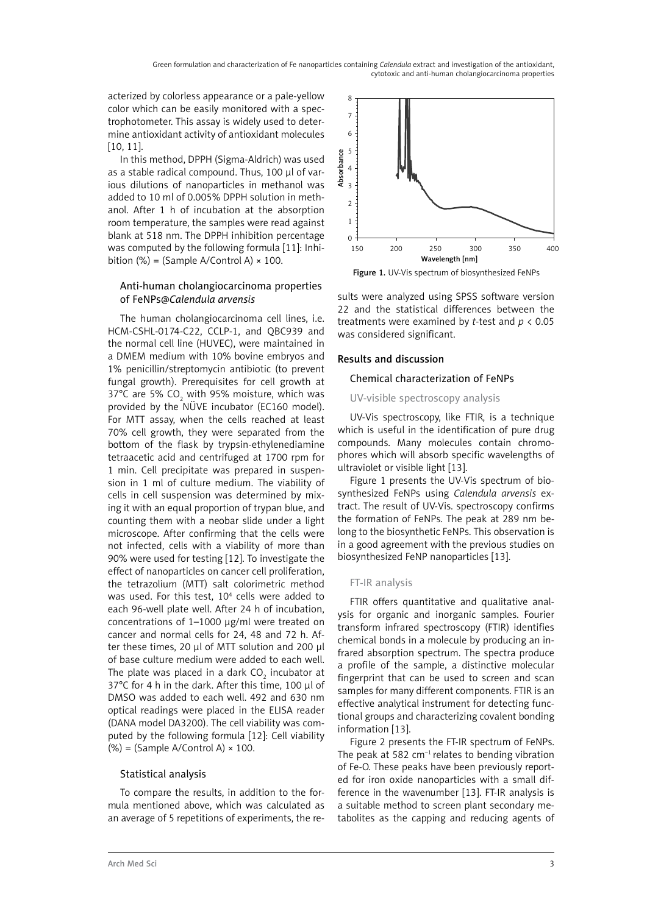acterized by colorless appearance or a pale-yellow color which can be easily monitored with a spectrophotometer. This assay is widely used to determine antioxidant activity of antioxidant molecules [10, 11].

In this method, DPPH (Sigma-Aldrich) was used as a stable radical compound. Thus, 100 µl of various dilutions of nanoparticles in methanol was added to 10 ml of 0.005% DPPH solution in methanol. After 1 h of incubation at the absorption room temperature, the samples were read against blank at 518 nm. The DPPH inhibition percentage was computed by the following formula [11]: Inhibition (%) = (Sample A/Control A) × 100.

### Anti-human cholangiocarcinoma properties of FeNPs@*Calendula arvensis*

The human cholangiocarcinoma cell lines, i.e. HCM-CSHL-0174-C22, CCLP-1, and QBC939 and the normal cell line (HUVEC), were maintained in a DMEM medium with 10% bovine embryos and 1% penicillin/streptomycin antibiotic (to prevent fungal growth). Prerequisites for cell growth at 37°C are 5% $CO_2$ with 95% moisture, which was provided by the NÜVE incubator (EC160 model). For MTT assay, when the cells reached at least 70% cell growth, they were separated from the bottom of the flask by trypsin-ethylenediamine tetraacetic acid and centrifuged at 1700 rpm for 1 min. Cell precipitate was prepared in suspension in 1 ml of culture medium. The viability of cells in cell suspension was determined by mixing it with an equal proportion of trypan blue, and counting them with a neobar slide under a light microscope. After confirming that the cells were not infected, cells with a viability of more than 90% were used for testing [12]. To investigate the effect of nanoparticles on cancer cell proliferation, the tetrazolium (MTT) salt colorimetric method was used. For this test, $10^4$ cells were added to each 96-well plate well. After 24 h of incubation, concentrations of 1–1000 µg/ml were treated on cancer and normal cells for 24, 48 and 72 h. After these times, 20 µl of MTT solution and 200 µl of base culture medium were added to each well. The plate was placed in a dark $CO_2$ incubator at 37°C for 4 h in the dark. After this time, 100 µl of DMSO was added to each well. 492 and 630 nm optical readings were placed in the ELISA reader (DANA model DA3200). The cell viability was computed by the following formula [12]: Cell viability (%) = (Sample A/Control A) × 100.

### Statistical analysis

To compare the results, in addition to the formula mentioned above, which was calculated as an average of 5 repetitions of experiments, the results were analyzed using SPSS software version 22 and the statistical differences between the treatments were examined by *t*-test and $p < 0.05$ was considered significant.

## Results and discussion

### Chemical characterization of FeNPs

#### UV-visible spectroscopy analysis

UV-Vis spectroscopy, like FTIR, is a technique which is useful in the identification of pure drug compounds. Many molecules contain chromophores which will absorb specific wavelengths of ultraviolet or visible light [13].

Figure 1. UV-Vis spectrum of biosynthesized FeNPs

Figure 1 presents the UV-Vis spectrum of biosynthesized FeNPs using *Calendula arvensis* extract. The result of UV-Vis. spectroscopy confirms the formation of FeNPs. The peak at 289 nm belong to the biosynthetic FeNPs. This observation is in a good agreement with the previous studies on biosynthesized FeNP nanoparticles [13].

#### FT-IR analysis

FTIR offers quantitative and qualitative analysis for organic and inorganic samples. Fourier transform infrared spectroscopy (FTIR) identifies chemical bonds in a molecule by producing an infrared absorption spectrum. The spectra produce a profile of the sample, a distinctive molecular fingerprint that can be used to screen and scan samples for many different components. FTIR is an effective analytical instrument for detecting functional groups and characterizing covalent bonding information [13].

Figure 2 presents the FT-IR spectrum of FeNPs. The peak at 582 $cm^{-1}$ relates to bending vibration of Fe-O. These peaks have been previously reported for iron oxide nanoparticles with a small difference in the wavenumber [13]. FT-IR analysis is a suitable method to screen plant secondary metabolites as the capping and reducing agents of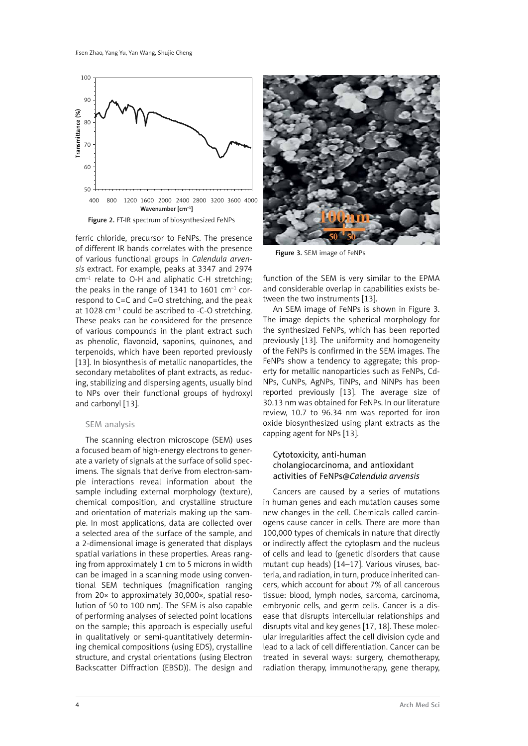Figure 2. FT-IR spectrum of biosynthesized FeNPs

ferric chloride, precursor to FeNPs. The presence of different IR bands correlates with the presence of various functional groups in *Calendula arvensis* extract. For example, peaks at 3347 and 2974 $cm^{-1}$ relate to O-H and aliphatic C-H stretching; the peaks in the range of 1341 to 1601 $cm^{-1}$ correspond to C=C and C=O stretching, and the peak at 1028 $cm^{-1}$ could be ascribed to -C-O stretching. These peaks can be considered for the presence of various compounds in the plant extract such as phenolic, flavonoid, saponins, quinones, and terpenoids, which have been reported previously [13]. In biosynthesis of metallic nanoparticles, the secondary metabolites of plant extracts, as reducing, stabilizing and dispersing agents, usually bind to NPs over their functional groups of hydroxyl and carbonyl [13].

### SEM analysis

The scanning electron microscope (SEM) uses a focused beam of high-energy electrons to generate a variety of signals at the surface of solid specimens. The signals that derive from electron-sample interactions reveal information about the sample including external morphology (texture), chemical composition, and crystalline structure and orientation of materials making up the sample. In most applications, data are collected over a selected area of the surface of the sample, and a 2-dimensional image is generated that displays spatial variations in these properties. Areas ranging from approximately 1 cm to 5 microns in width can be imaged in a scanning mode using conventional SEM techniques (magnification ranging from 20× to approximately 30,000×, spatial resolution of 50 to 100 nm). The SEM is also capable of performing analyses of selected point locations on the sample; this approach is especially useful in qualitatively or semi-quantitatively determining chemical compositions (using EDS), crystalline structure, and crystal orientations (using Electron Backscatter Diffraction (EBSD)). The design and function of the SEM is very similar to the EPMA and considerable overlap in capabilities exists between the two instruments [13].

Figure 3. SEM image of FeNPs

An SEM image of FeNPs is shown in Figure 3. The image depicts the spherical morphology for the synthesized FeNPs, which has been reported previously [13]. The uniformity and homogeneity of the FeNPs is confirmed in the SEM images. The FeNPs show a tendency to aggregate; this property for metallic nanoparticles such as FeNPs, CdNPs, CuNPs, AgNPs, TiNPs, and NiNPs has been reported previously [13]. The average size of 30.13 nm was obtained for FeNPs. In our literature review, 10.7 to 96.34 nm was reported for iron oxide biosynthesized using plant extracts as the capping agent for NPs [13].

### Cytotoxicity, anti-human cholangiocarcinoma, and antioxidant activities of FeNPs@*Calendula arvensis*

Cancers are caused by a series of mutations in human genes and each mutation causes some new changes in the cell. Chemicals called carcinogens cause cancer in cells. There are more than 100,000 types of chemicals in nature that directly or indirectly affect the cytoplasm and the nucleus of cells and lead to (genetic disorders that cause mutant cup heads) [14–17]. Various viruses, bacteria, and radiation, in turn, produce inherited cancers, which account for about 7% of all cancerous tissue: blood, lymph nodes, sarcoma, carcinoma, embryonic cells, and germ cells. Cancer is a disease that disrupts intercellular relationships and disrupts vital and key genes [17, 18]. These molecular irregularities affect the cell division cycle and lead to a lack of cell differentiation. Cancer can be treated in several ways: surgery, chemotherapy, radiation therapy, immunotherapy, gene therapy,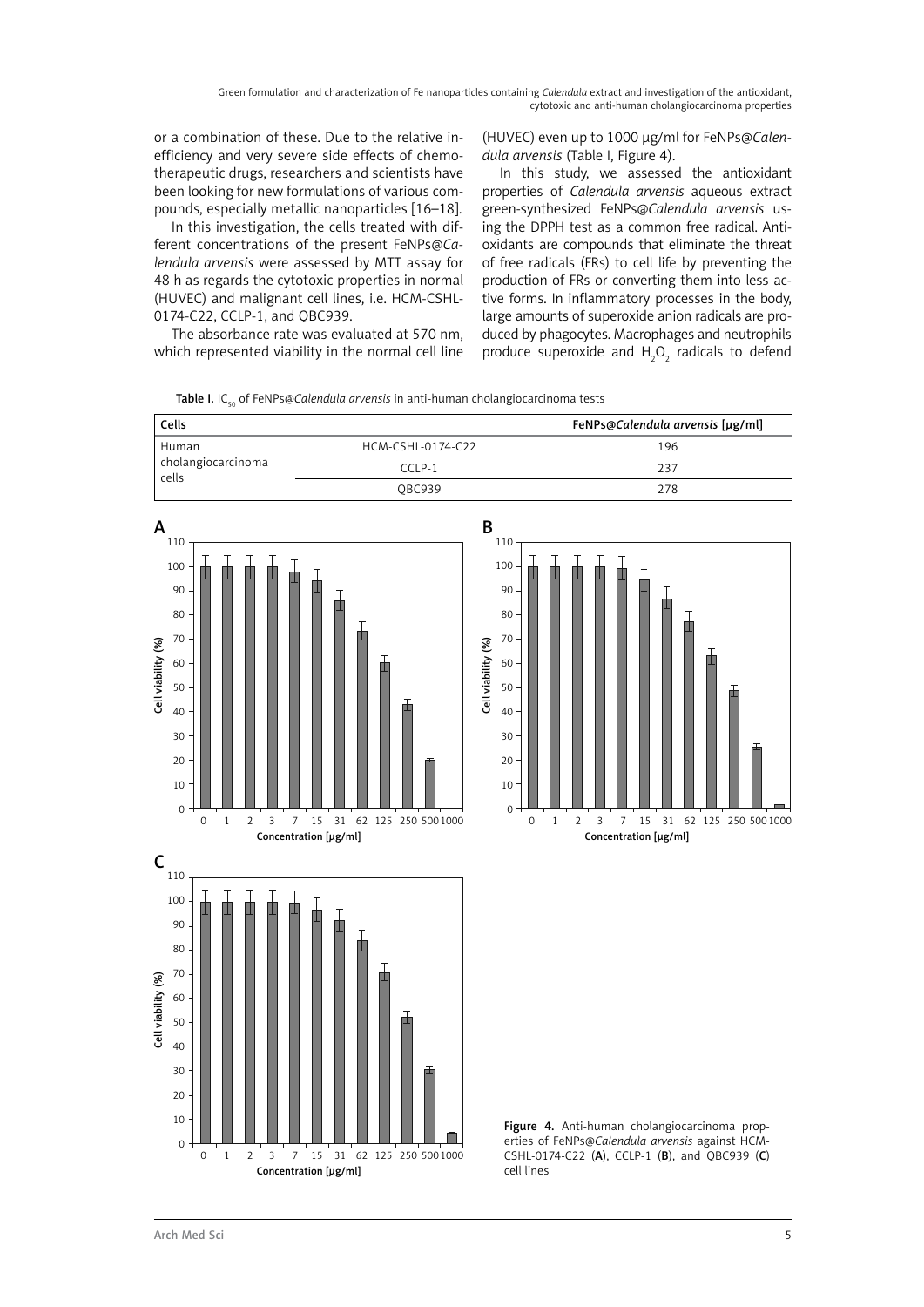or a combination of these. Due to the relative inefficiency and very severe side effects of chemotherapeutic drugs, researchers and scientists have been looking for new formulations of various compounds, especially metallic nanoparticles [16–18].

In this investigation, the cells treated with different concentrations of the present FeNPs@*Calendula arvensis* were assessed by MTT assay for 48 h as regards the cytotoxic properties in normal (HUVEC) and malignant cell lines, i.e. HCM-CSHL-0174-C22, CCLP-1, and QBC939.

The absorbance rate was evaluated at 570 nm, which represented viability in the normal cell line (HUVEC) even up to 1000 μg/ml for FeNPs@*Calendula arvensis* (Table I, Figure 4).

In this study, we assessed the antioxidant properties of *Calendula arvensis* aqueous extract green-synthesized FeNPs@*Calendula arvensis* using the DPPH test as a common free radical. Antioxidants are compounds that eliminate the threat of free radicals (FRs) to cell life by preventing the production of FRs or converting them into less active forms. In inflammatory processes in the body, large amounts of superoxide anion radicals are produced by phagocytes. Macrophages and neutrophils produce superoxide and $H_2O_2$ radicals to defend

**Table I.** $IC_{50}$ of FeNPs@*Calendula arvensis* in anti-human cholangiocarcinoma tests

| Cells | | FeNPs@*Calendula arvensis* [μg/ml] |
|---|---|---|
| Human cholangiocarcinoma cells | HCM-CSHL-0174-C22 | 196 |
| | CCLP-1 | 237 |
| | QBC939 | 278 |

**Figure 4.** Anti-human cholangiocarcinoma properties of FeNPs@*Calendula arvensis* against HCM-CSHL-0174-C22 (**A**), CCLP-1 (**B**), and QBC939 (**C**) cell lines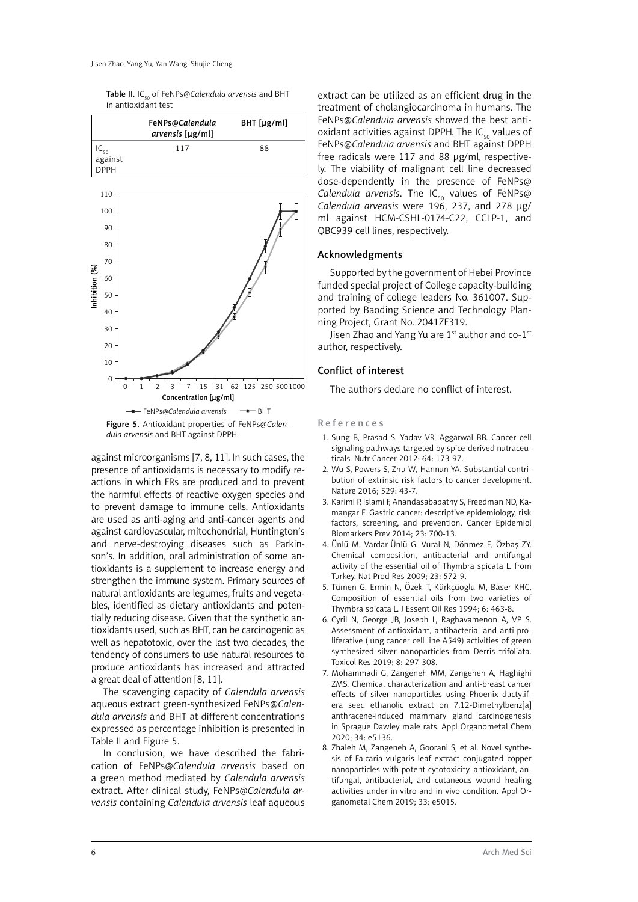**Table II.** $IC_{50}$ of FeNPs@*Calendula arvensis* and BHT in antioxidant test

| | FeNPs@*Calendula arvensis* [µg/ml] | BHT [µg/ml] |
|---|---|---|
| $IC_{50}$ against DPPH | 117 | 88 |

**Figure 5.** Antioxidant properties of FeNPs@*Calendula arvensis* and BHT against DPPH

against microorganisms [7, 8, 11]. In such cases, the presence of antioxidants is necessary to modify reactions in which FRs are produced and to prevent the harmful effects of reactive oxygen species and to prevent damage to immune cells. Antioxidants are used as anti-aging and anti-cancer agents and against cardiovascular, mitochondrial, Huntington's and nerve-destroying diseases such as Parkinson's. In addition, oral administration of some antioxidants is a supplement to increase energy and strengthen the immune system. Primary sources of natural antioxidants are legumes, fruits and vegetables, identified as dietary antioxidants and potentially reducing disease. Given that the synthetic antioxidants used, such as BHT, can be carcinogenic as well as hepatotoxic, over the last two decades, the tendency of consumers to use natural resources to produce antioxidants has increased and attracted a great deal of attention [8, 11].

The scavenging capacity of *Calendula arvensis* aqueous extract green-synthesized FeNPs@*Calendula arvensis* and BHT at different concentrations expressed as percentage inhibition is presented in Table II and Figure 5.

In conclusion, we have described the fabrication of FeNPs@*Calendula arvensis* based on a green method mediated by *Calendula arvensis* extract. After clinical study, FeNPs@*Calendula arvensis* containing *Calendula arvensis* leaf aqueous extract can be utilized as an efficient drug in the treatment of cholangiocarcinoma in humans. The FeNPs@*Calendula arvensis* showed the best antioxidant activities against DPPH. The $IC_{50}$ values of FeNPs@*Calendula arvensis* and BHT against DPPH free radicals were 117 and 88 µg/ml, respectively. The viability of malignant cell line decreased dose-dependently in the presence of FeNPs@*Calendula arvensis*. The $IC_{50}$ values of FeNPs@*Calendula arvensis* were 196, 237, and 278 µg/ml against HCM-CSHL-0174-C22, CCLP-1, and QBC939 cell lines, respectively.

## Acknowledgments

Supported by the government of Hebei Province funded special project of College capacity-building and training of college leaders No. 361007. Supported by Baoding Science and Technology Planning Project, Grant No. 2041ZF319.

Jisen Zhao and Yang Yu are 1st author and co-1st author, respectively.

## Conflict of interest

The authors declare no conflict of interest.

## References

1. Sung B, Prasad S, Yadav VR, Aggarwal BB. Cancer cell signaling pathways targeted by spice-derived nutraceuticals. Nutr Cancer 2012; 64: 173-97.
2. Wu S, Powers S, Zhu W, Hannun YA. Substantial contribution of extrinsic risk factors to cancer development. Nature 2016; 529: 43-7.
3. Karimi P, Islami F, Anandasabapathy S, Freedman ND, Kamangar F. Gastric cancer: descriptive epidemiology, risk factors, screening, and prevention. Cancer Epidemiol Biomarkers Prev 2014; 23: 700-13.
4. Ünlü M, Vardar-Ünlü G, Vural N, Dönmez E, Özbaş ZY. Chemical composition, antibacterial and antifungal activity of the essential oil of Thymbra spicata L. from Turkey. Nat Prod Res 2009; 23: 572-9.
5. Tümen G, Ermin N, Özek T, Kürkçüoglu M, Baser KHC. Composition of essential oils from two varieties of Thymbra spicata L. J Essent Oil Res 1994; 6: 463-8.
6. Cyril N, George JB, Joseph L, Raghavamenon A, VP S. Assessment of antioxidant, antibacterial and anti-proliferative (lung cancer cell line A549) activities of green synthesized silver nanoparticles from Derris trifoliata. Toxicol Res 2019; 8: 297-308.
7. Mohammadi G, Zangeneh MM, Zangeneh A, Haghighi ZMS. Chemical characterization and anti-breast cancer effects of silver nanoparticles using Phoenix dactylifera seed ethanolic extract on 7,12-Dimethylbenz[a] anthracene-induced mammary gland carcinogenesis in Sprague Dawley male rats. Appl Organometal Chem 2020; 34: e5136.
8. Zhaleh M, Zangeneh A, Goorani S, et al. Novel synthesis of Falcaria vulgaris leaf extract conjugated copper nanoparticles with potent cytotoxicity, antioxidant, antifungal, antibacterial, and cutaneous wound healing activities under in vitro and in vivo condition. Appl Organometal Chem 2019; 33: e5015.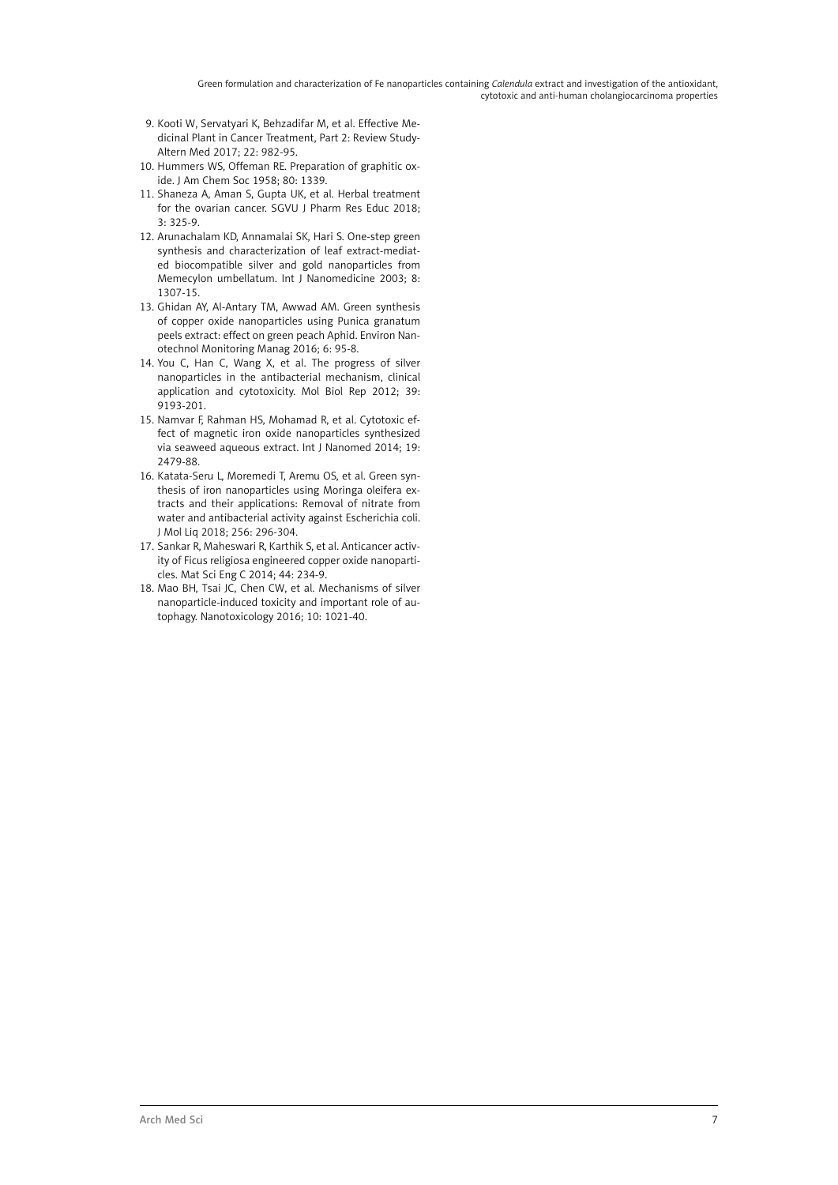9. Kooti W, Servatyari K, Behzadifar M, et al. Effective Medicinal Plant in Cancer Treatment, Part 2: Review Study-Altern Med 2017; 22: 982-95.
10. Hummers WS, Offeman RE. Preparation of graphitic oxide. J Am Chem Soc 1958; 80: 1339.
11. Shaneza A, Aman S, Gupta UK, et al. Herbal treatment for the ovarian cancer. SGVU J Pharm Res Educ 2018; 3: 325-9.
12. Arunachalam KD, Annamalai SK, Hari S. One-step green synthesis and characterization of leaf extract-mediated biocompatible silver and gold nanoparticles from Memecylon umbellatum. Int J Nanomedicine 2003; 8: 1307-15.
13. Ghidan AY, Al-Antary TM, Awwad AM. Green synthesis of copper oxide nanoparticles using Punica granatum peels extract: effect on green peach Aphid. Environ Nanotechnol Monitoring Manag 2016; 6: 95-8.
14. You C, Han C, Wang X, et al. The progress of silver nanoparticles in the antibacterial mechanism, clinical application and cytotoxicity. Mol Biol Rep 2012; 39: 9193-201.
15. Namvar F, Rahman HS, Mohamad R, et al. Cytotoxic effect of magnetic iron oxide nanoparticles synthesized via seaweed aqueous extract. Int J Nanomed 2014; 19: 2479-88.
16. Katata-Seru L, Moremedi T, Aremu OS, et al. Green synthesis of iron nanoparticles using Moringa oleifera extracts and their applications: Removal of nitrate from water and antibacterial activity against Escherichia coli. J Mol Liq 2018; 256: 296-304.
17. Sankar R, Maheswari R, Karthik S, et al. Anticancer activity of Ficus religiosa engineered copper oxide nanoparticles. Mat Sci Eng C 2014; 44: 234-9.
18. Mao BH, Tsai JC, Chen CW, et al. Mechanisms of silver nanoparticle-induced toxicity and important role of autophagy. Nanotoxicology 2016; 10: 1021-40.